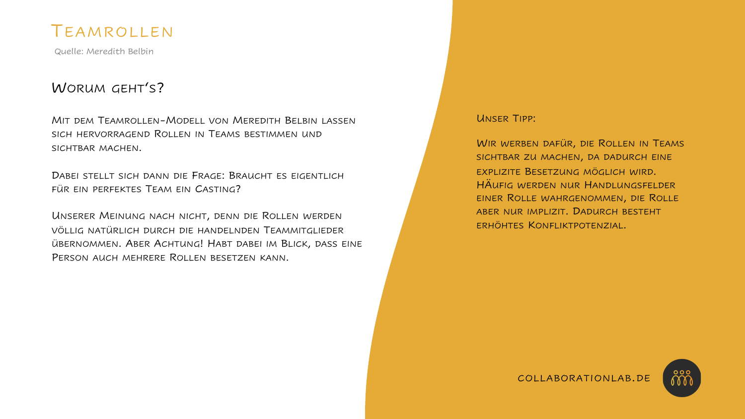# Teamrollen

Quelle: Meredith Belbin

## Worum geht's?

Mit dem Teamrollen-Modell von Meredith Belbin lassen sich hervorragend Rollen in Teams bestimmen und sichtbar machen.

Dabei stellt sich dann die Frage: Braucht es eigentlich für ein perfektes Team ein Casting?

Unserer Meinung nach nicht, denn die Rollen werden völlig natürlich durch die handelnden Teammitglieder übernommen. Aber Achtung! Habt dabei im Blick, dass eine Person auch mehrere Rollen besetzen kann.

Unser Tipp:

Wir werben dafür, die Rollen in Teams sichtbar zu machen, da dadurch eine explizite Besetzung möglich wird. HÄufig werden nur Handlungsfelder einer Rolle wahrgenommen, die Rolle aber nur implizit. Dadurch besteht erhöhtes Konfliktpotenzial.

COLLABORATIONLAB.DE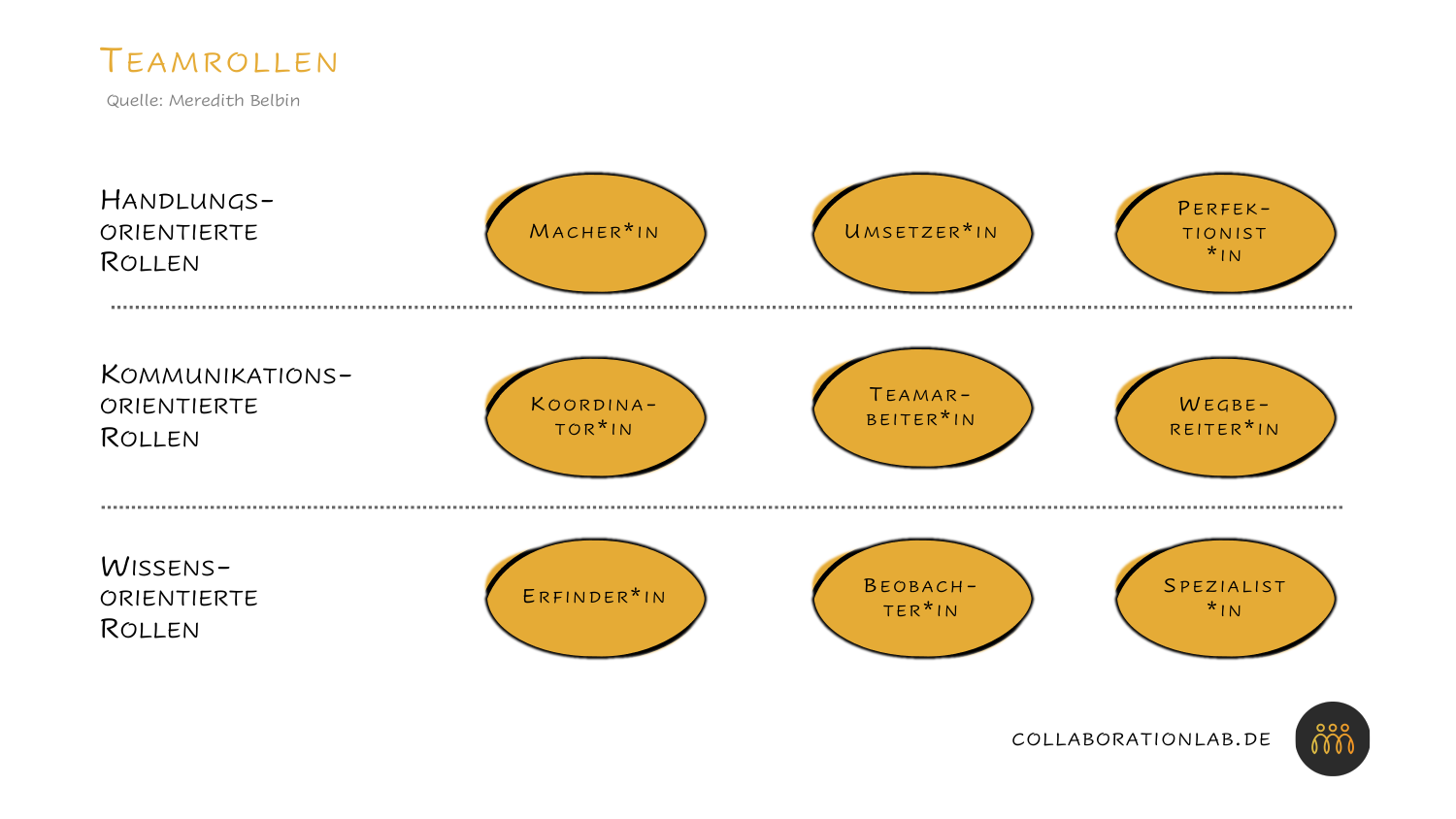# Teamrollen

Quelle: Meredith Belbin

| | | | |
|---|---|---|---|
| Handlungs-orientierte Rollen | Macher*in | Umsetzer*in | Perfektionist*in |
| Kommunikations-orientierte Rollen | Koordinator*in | Teamarbeiter*in | Wegbereiter*in |
| Wissens-orientierte Rollen | Erfinder*in | Beobachter*in | Spezialist*in |

collaborationlab.de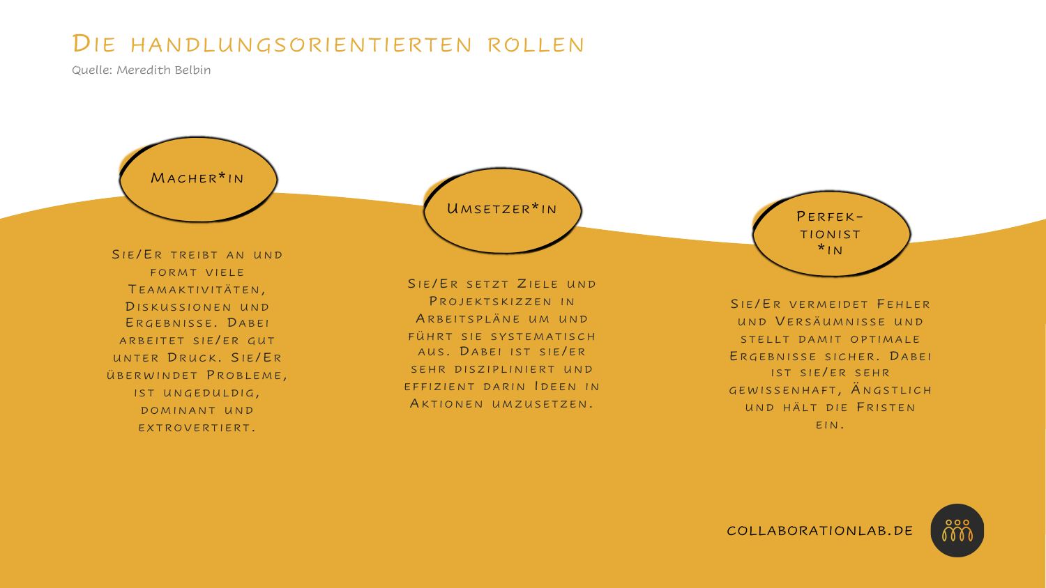# Die handlungsorientierten Rollen

Quelle: Meredith Belbin

## Macher*in

Sie/Er treibt an und formt viele Teamaktivitäten, Diskussionen und Ergebnisse. Dabei arbeitet sie/er gut unter Druck. Sie/Er überwindet Probleme, ist ungeduldig, dominant und extrovertiert.

## Umsetzer*in

Sie/Er setzt Ziele und Projektskizzen in Arbeitspläne um und führt sie systematisch aus. Dabei ist sie/er sehr diszipliniert und effizient darin Ideen in Aktionen umzusetzen.

## Perfektionist*in

Sie/Er vermeidet Fehler und Versäumnisse und stellt damit optimale Ergebnisse sicher. Dabei ist sie/er sehr gewissenhaft, ängstlich und hält die Fristen ein.

COLLABORATIONLAB.DE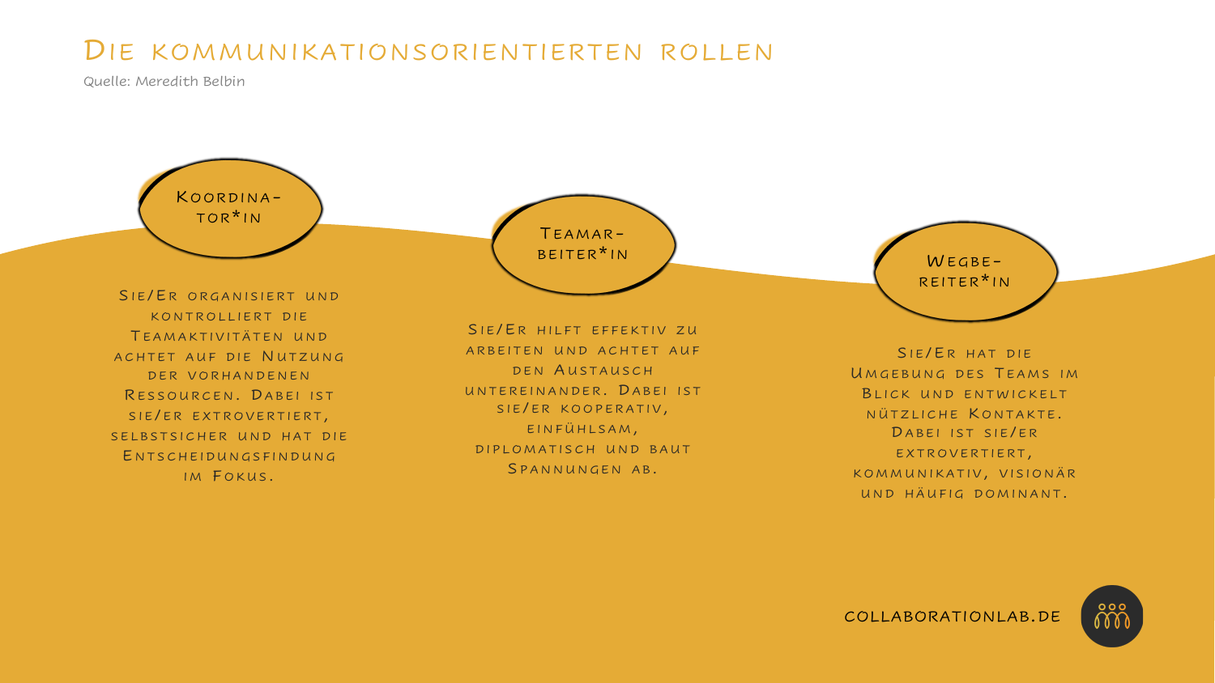# Die kommunikationsorientierten Rollen

Quelle: Meredith Belbin

### Koordinator*in

Sie/Er organisiert und kontrolliert die Teamaktivitäten und achtet auf die Nutzung der vorhandenen Ressourcen. Dabei ist sie/er extrovertiert, selbstsicher und hat die Entscheidungsfindung im Fokus.

### Teamarbeiter*in

Sie/Er hilft effektiv zu arbeiten und achtet auf den Austausch untereinander. Dabei ist sie/er kooperativ, einfühlsam, diplomatisch und baut Spannungen ab.

### Wegbereiter*in

Sie/Er hat die Umgebung des Teams im Blick und entwickelt nützliche Kontakte. Dabei ist sie/er extrovertiert, kommunikativ, visionär und häufig dominant.

COLLABORATIONLAB.DE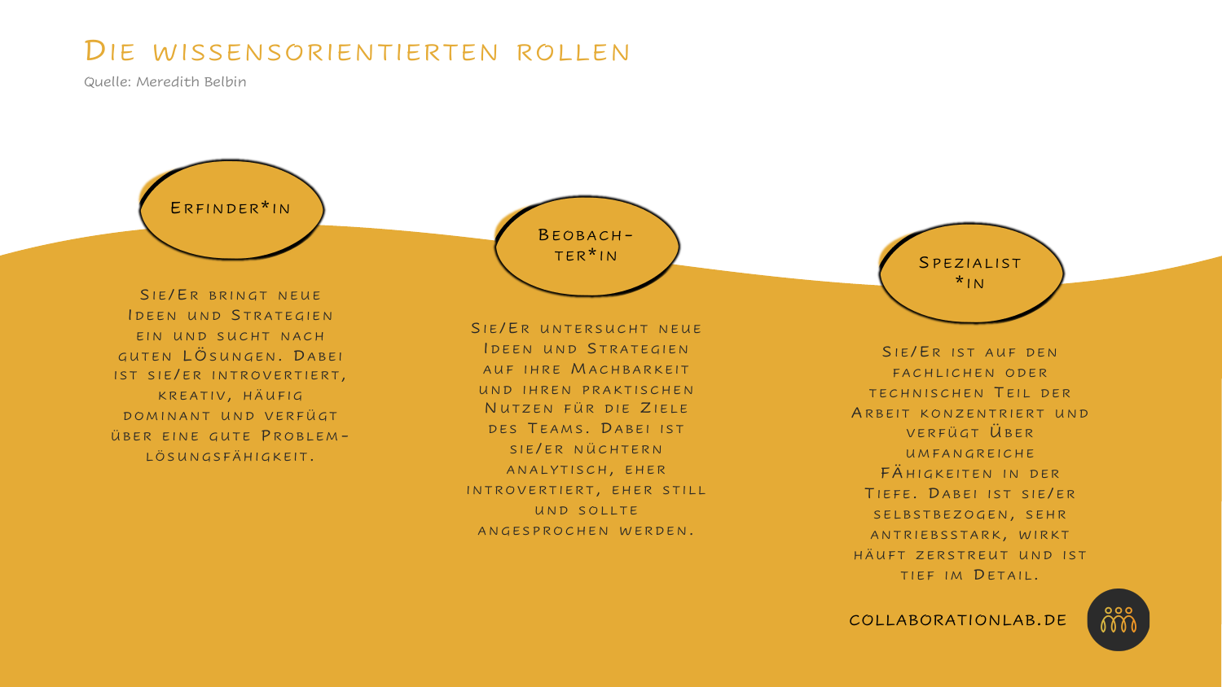# Die wissensorientierten Rollen

Quelle: Meredith Belbin

## Erfinder*in

Sie/Er bringt neue Ideen und Strategien ein und sucht nach guten Lösungen. Dabei ist sie/er introvertiert, kreativ, häufig dominant und verfügt über eine gute Problem-lösungsfähigkeit.

## Beobach-ter*in

Sie/Er untersucht neue Ideen und Strategien auf ihre Machbarkeit und ihren praktischen Nutzen für die Ziele des Teams. Dabei ist sie/er nüchtern analytisch, eher introvertiert, eher still und sollte angesprochen werden.

## Spezialist*in

Sie/Er ist auf den fachlichen oder technischen Teil der Arbeit konzentriert und verfügt über umfangreiche Fähigkeiten in der Tiefe. Dabei ist sie/er selbstbezogen, sehr antriebsstark, wirkt häuft zerstreut und ist tief im Detail.

collaborationlab.de